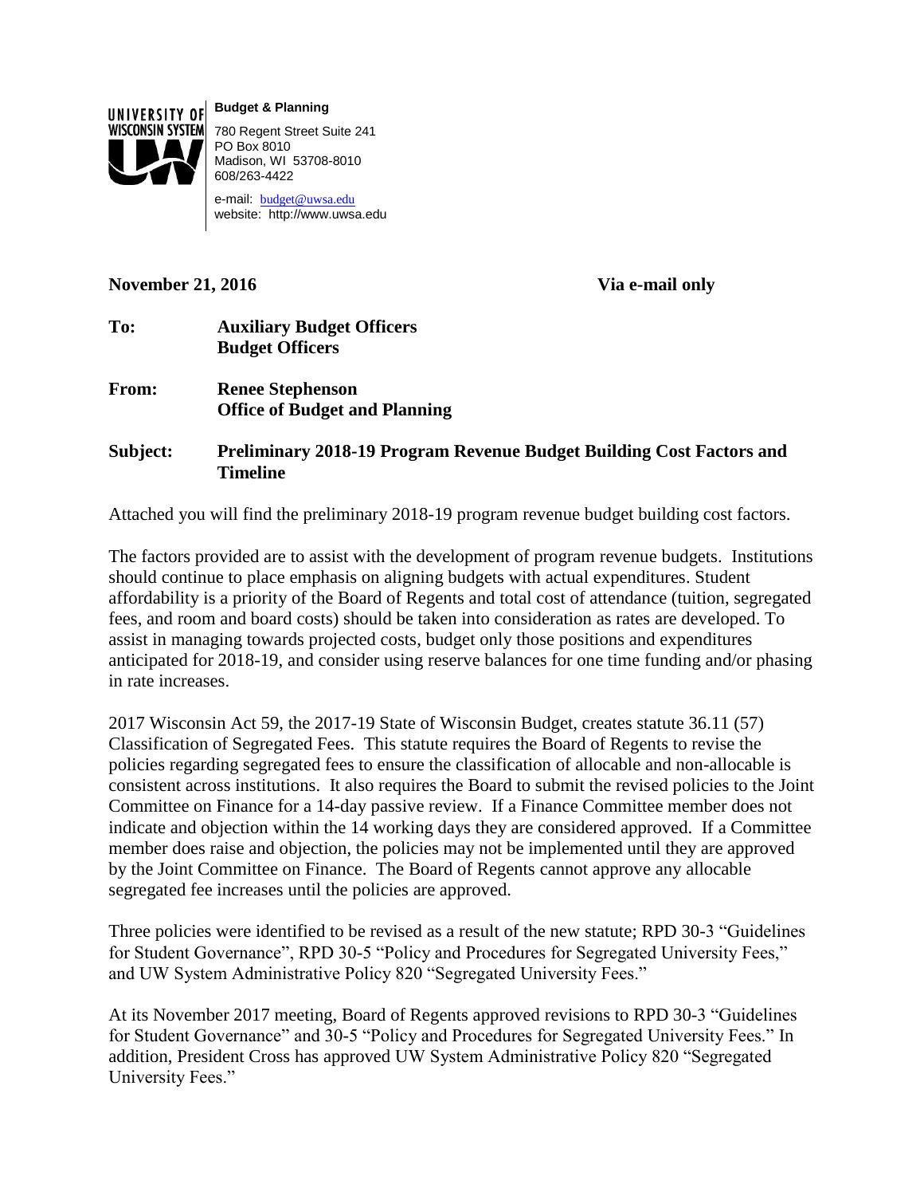UNIVERSITY OF WISCONSIN SYSTEM

**Budget & Planning**

780 Regent Street Suite 241
PO Box 8010
Madison, WI 53708-8010
608/263-4422

e-mail: budget@uwsa.edu
website: http://www.uwsa.edu

**November 21, 2016** **Via e-mail only**

**To:** **Auxiliary Budget Officers**
**Budget Officers**

**From:** **Renee Stephenson**
**Office of Budget and Planning**

**Subject:** **Preliminary 2018-19 Program Revenue Budget Building Cost Factors and Timeline**

Attached you will find the preliminary 2018-19 program revenue budget building cost factors.

The factors provided are to assist with the development of program revenue budgets. Institutions should continue to place emphasis on aligning budgets with actual expenditures. Student affordability is a priority of the Board of Regents and total cost of attendance (tuition, segregated fees, and room and board costs) should be taken into consideration as rates are developed. To assist in managing towards projected costs, budget only those positions and expenditures anticipated for 2018-19, and consider using reserve balances for one time funding and/or phasing in rate increases.

2017 Wisconsin Act 59, the 2017-19 State of Wisconsin Budget, creates statute 36.11 (57) Classification of Segregated Fees. This statute requires the Board of Regents to revise the policies regarding segregated fees to ensure the classification of allocable and non-allocable is consistent across institutions. It also requires the Board to submit the revised policies to the Joint Committee on Finance for a 14-day passive review. If a Finance Committee member does not indicate and objection within the 14 working days they are considered approved. If a Committee member does raise and objection, the policies may not be implemented until they are approved by the Joint Committee on Finance. The Board of Regents cannot approve any allocable segregated fee increases until the policies are approved.

Three policies were identified to be revised as a result of the new statute; RPD 30-3 "Guidelines for Student Governance", RPD 30-5 "Policy and Procedures for Segregated University Fees," and UW System Administrative Policy 820 "Segregated University Fees."

At its November 2017 meeting, Board of Regents approved revisions to RPD 30-3 "Guidelines for Student Governance" and 30-5 "Policy and Procedures for Segregated University Fees." In addition, President Cross has approved UW System Administrative Policy 820 "Segregated University Fees."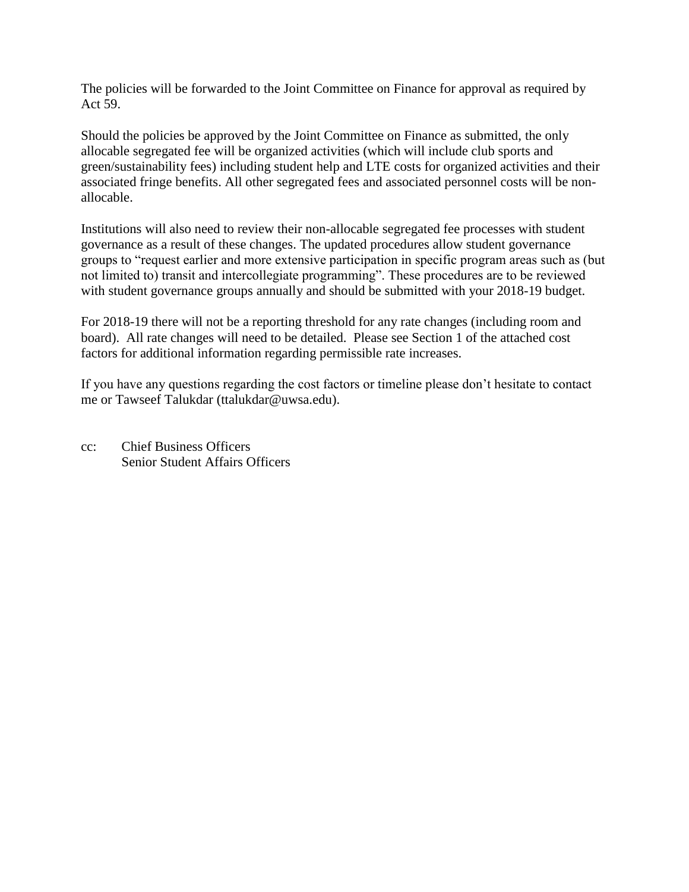The policies will be forwarded to the Joint Committee on Finance for approval as required by Act 59.

Should the policies be approved by the Joint Committee on Finance as submitted, the only allocable segregated fee will be organized activities (which will include club sports and green/sustainability fees) including student help and LTE costs for organized activities and their associated fringe benefits. All other segregated fees and associated personnel costs will be non-allocable.

Institutions will also need to review their non-allocable segregated fee processes with student governance as a result of these changes. The updated procedures allow student governance groups to "request earlier and more extensive participation in specific program areas such as (but not limited to) transit and intercollegiate programming". These procedures are to be reviewed with student governance groups annually and should be submitted with your 2018-19 budget.

For 2018-19 there will not be a reporting threshold for any rate changes (including room and board). All rate changes will need to be detailed. Please see Section 1 of the attached cost factors for additional information regarding permissible rate increases.

If you have any questions regarding the cost factors or timeline please don't hesitate to contact me or Tawseef Talukdar (ttalukdar@uwsa.edu).

cc: Chief Business Officers
 Senior Student Affairs Officers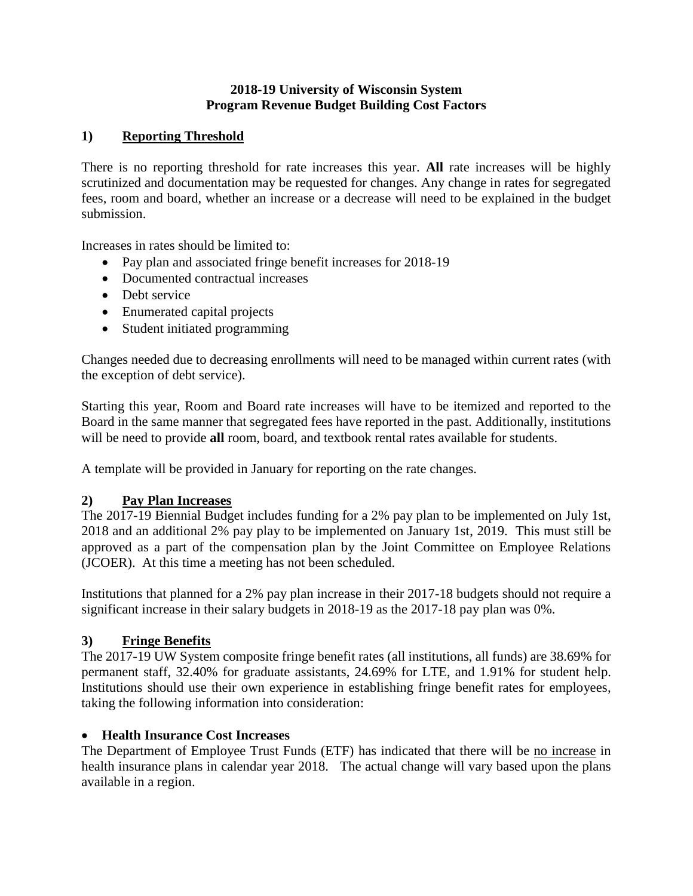**2018-19 University of Wisconsin System**
**Program Revenue Budget Building Cost Factors**

## 1) Reporting Threshold

There is no reporting threshold for rate increases this year. **All** rate increases will be highly scrutinized and documentation may be requested for changes. Any change in rates for segregated fees, room and board, whether an increase or a decrease will need to be explained in the budget submission.

Increases in rates should be limited to:

- Pay plan and associated fringe benefit increases for 2018-19
- Documented contractual increases
- Debt service
- Enumerated capital projects
- Student initiated programming

Changes needed due to decreasing enrollments will need to be managed within current rates (with the exception of debt service).

Starting this year, Room and Board rate increases will have to be itemized and reported to the Board in the same manner that segregated fees have reported in the past. Additionally, institutions will be need to provide **all** room, board, and textbook rental rates available for students.

A template will be provided in January for reporting on the rate changes.

## 2) Pay Plan Increases

The 2017-19 Biennial Budget includes funding for a 2% pay plan to be implemented on July 1st, 2018 and an additional 2% pay play to be implemented on January 1st, 2019. This must still be approved as a part of the compensation plan by the Joint Committee on Employee Relations (JCOER). At this time a meeting has not been scheduled.

Institutions that planned for a 2% pay plan increase in their 2017-18 budgets should not require a significant increase in their salary budgets in 2018-19 as the 2017-18 pay plan was 0%.

## 3) Fringe Benefits

The 2017-19 UW System composite fringe benefit rates (all institutions, all funds) are 38.69% for permanent staff, 32.40% for graduate assistants, 24.69% for LTE, and 1.91% for student help. Institutions should use their own experience in establishing fringe benefit rates for employees, taking the following information into consideration:

- **Health Insurance Cost Increases**

The Department of Employee Trust Funds (ETF) has indicated that there will be <u>no increase</u> in health insurance plans in calendar year 2018. The actual change will vary based upon the plans available in a region.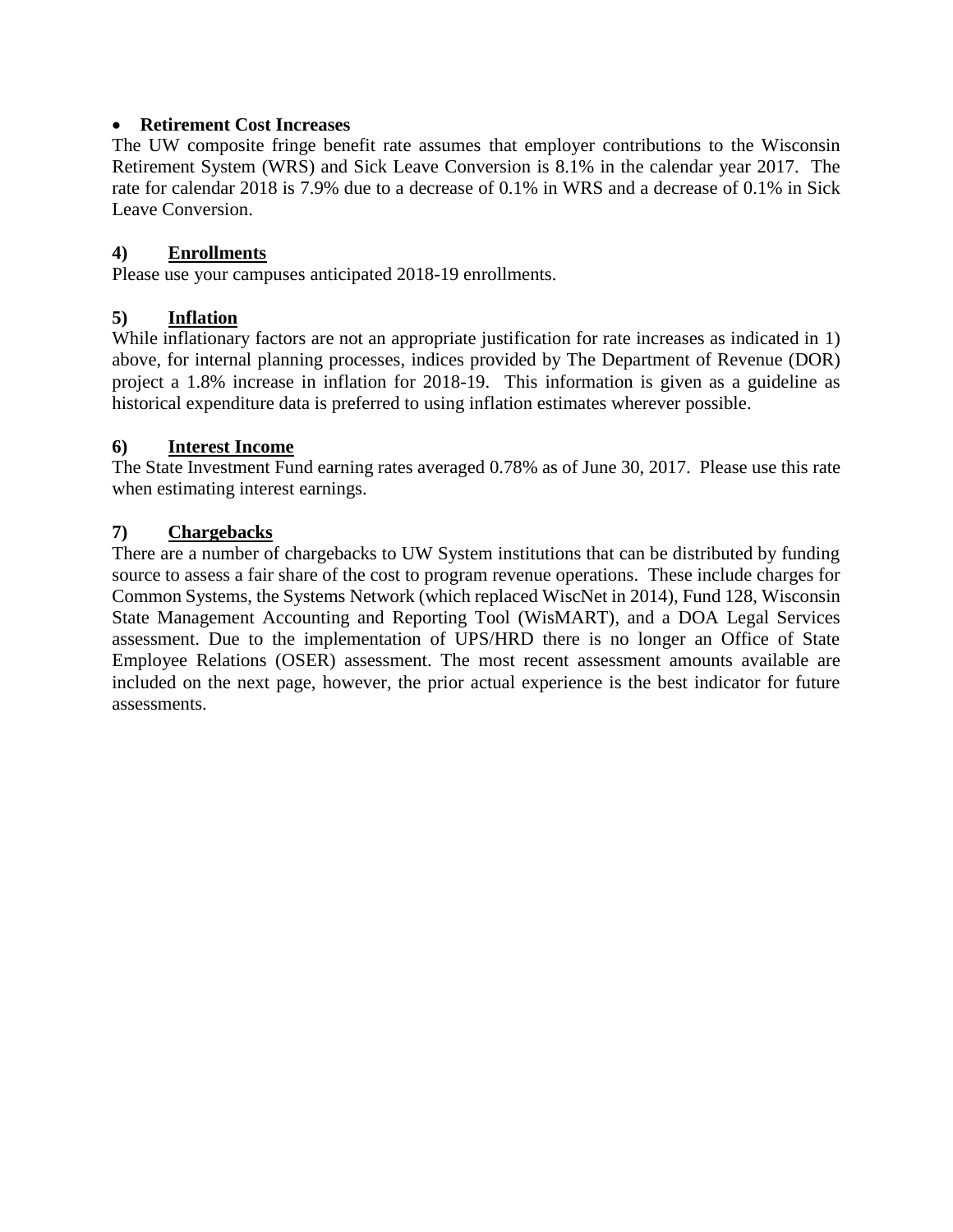- **Retirement Cost Increases**

The UW composite fringe benefit rate assumes that employer contributions to the Wisconsin Retirement System (WRS) and Sick Leave Conversion is 8.1% in the calendar year 2017. The rate for calendar 2018 is 7.9% due to a decrease of 0.1% in WRS and a decrease of 0.1% in Sick Leave Conversion.

### 4) Enrollments

Please use your campuses anticipated 2018-19 enrollments.

### 5) Inflation

While inflationary factors are not an appropriate justification for rate increases as indicated in 1) above, for internal planning processes, indices provided by The Department of Revenue (DOR) project a 1.8% increase in inflation for 2018-19. This information is given as a guideline as historical expenditure data is preferred to using inflation estimates wherever possible.

### 6) Interest Income

The State Investment Fund earning rates averaged 0.78% as of June 30, 2017. Please use this rate when estimating interest earnings.

### 7) Chargebacks

There are a number of chargebacks to UW System institutions that can be distributed by funding source to assess a fair share of the cost to program revenue operations. These include charges for Common Systems, the Systems Network (which replaced WiscNet in 2014), Fund 128, Wisconsin State Management Accounting and Reporting Tool (WisMART), and a DOA Legal Services assessment. Due to the implementation of UPS/HRD there is no longer an Office of State Employee Relations (OSER) assessment. The most recent assessment amounts available are included on the next page, however, the prior actual experience is the best indicator for future assessments.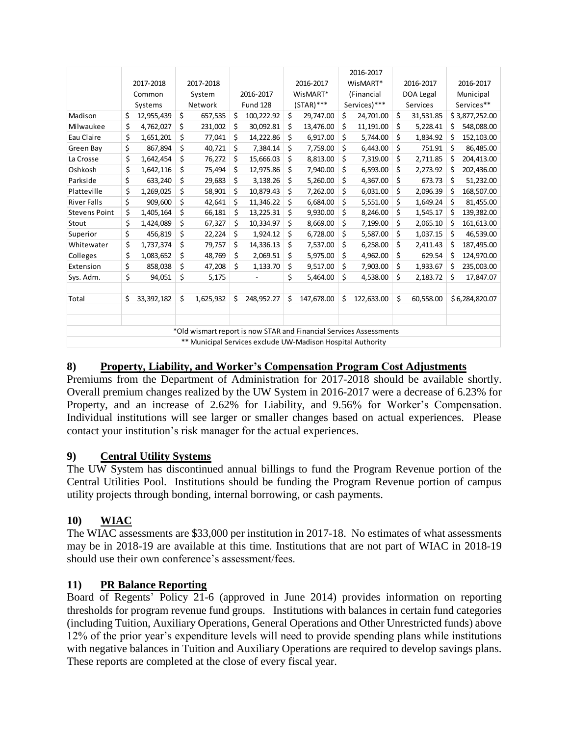| | 2017-2018 Common Systems | 2017-2018 System Network | 2016-2017 Fund 128 | 2016-2017 WisMART* (STAR)*** | 2016-2017 WisMART* (Financial Services)*** | 2016-2017 DOA Legal Services | 2016-2017 Municipal Services** |
|---|---|---|---|---|---|---|---|
| Madison | $ 12,955,439 | $ 657,535 | $ 100,222.92 | $ 29,747.00 | $ 24,701.00 | $ 31,531.85 | $ 3,877,252.00 |
| Milwaukee | $ 4,762,027 | $ 231,002 | $ 30,092.81 | $ 13,476.00 | $ 11,191.00 | $ 5,228.41 | $ 548,088.00 |
| Eau Claire | $ 1,651,201 | $ 77,041 | $ 14,222.86 | $ 6,917.00 | $ 5,744.00 | $ 1,834.92 | $ 152,103.00 |
| Green Bay | $ 867,894 | $ 40,721 | $ 7,384.14 | $ 7,759.00 | $ 6,443.00 | $ 751.91 | $ 86,485.00 |
| La Crosse | $ 1,642,454 | $ 76,272 | $ 15,666.03 | $ 8,813.00 | $ 7,319.00 | $ 2,711.85 | $ 204,413.00 |
| Oshkosh | $ 1,642,116 | $ 75,494 | $ 12,975.86 | $ 7,940.00 | $ 6,593.00 | $ 2,273.92 | $ 202,436.00 |
| Parkside | $ 633,240 | $ 29,683 | $ 3,138.26 | $ 5,260.00 | $ 4,367.00 | $ 673.73 | $ 51,232.00 |
| Platteville | $ 1,269,025 | $ 58,901 | $ 10,879.43 | $ 7,262.00 | $ 6,031.00 | $ 2,096.39 | $ 168,507.00 |
| River Falls | $ 909,600 | $ 42,641 | $ 11,346.22 | $ 6,684.00 | $ 5,551.00 | $ 1,649.24 | $ 81,455.00 |
| Stevens Point | $ 1,405,164 | $ 66,181 | $ 13,225.31 | $ 9,930.00 | $ 8,246.00 | $ 1,545.17 | $ 139,382.00 |
| Stout | $ 1,424,089 | $ 67,327 | $ 10,334.97 | $ 8,669.00 | $ 7,199.00 | $ 2,065.10 | $ 161,613.00 |
| Superior | $ 456,819 | $ 22,224 | $ 1,924.12 | $ 6,728.00 | $ 5,587.00 | $ 1,037.15 | $ 46,539.00 |
| Whitewater | $ 1,737,374 | $ 79,757 | $ 14,336.13 | $ 7,537.00 | $ 6,258.00 | $ 2,411.43 | $ 187,495.00 |
| Colleges | $ 1,083,652 | $ 48,769 | $ 2,069.51 | $ 5,975.00 | $ 4,962.00 | $ 629.54 | $ 124,970.00 |
| Extension | $ 858,038 | $ 47,208 | $ 1,133.70 | $ 9,517.00 | $ 7,903.00 | $ 1,933.67 | $ 235,003.00 |
| Sys. Adm. | $ 94,051 | $ 5,175 | - | $ 5,464.00 | $ 4,538.00 | $ 2,183.72 | $ 17,847.07 |
| | | | | | | | |
| Total | $ 33,392,182 | $ 1,625,932 | $ 248,952.27 | $ 147,678.00 | $ 122,633.00 | $ 60,558.00 | $ 6,284,820.07 |

*Old wismart report is now STAR and Financial Services Assessments

** Municipal Services exclude UW-Madison Hospital Authority

## 8) Property, Liability, and Worker's Compensation Program Cost Adjustments

Premiums from the Department of Administration for 2017-2018 should be available shortly. Overall premium changes realized by the UW System in 2016-2017 were a decrease of 6.23% for Property, and an increase of 2.62% for Liability, and 9.56% for Worker's Compensation. Individual institutions will see larger or smaller changes based on actual experiences. Please contact your institution's risk manager for the actual experiences.

## 9) Central Utility Systems

The UW System has discontinued annual billings to fund the Program Revenue portion of the Central Utilities Pool. Institutions should be funding the Program Revenue portion of campus utility projects through bonding, internal borrowing, or cash payments.

## 10) WIAC

The WIAC assessments are $33,000 per institution in 2017-18. No estimates of what assessments may be in 2018-19 are available at this time. Institutions that are not part of WIAC in 2018-19 should use their own conference's assessment/fees.

## 11) PR Balance Reporting

Board of Regents' Policy 21-6 (approved in June 2014) provides information on reporting thresholds for program revenue fund groups. Institutions with balances in certain fund categories (including Tuition, Auxiliary Operations, General Operations and Other Unrestricted funds) above 12% of the prior year's expenditure levels will need to provide spending plans while institutions with negative balances in Tuition and Auxiliary Operations are required to develop savings plans. These reports are completed at the close of every fiscal year.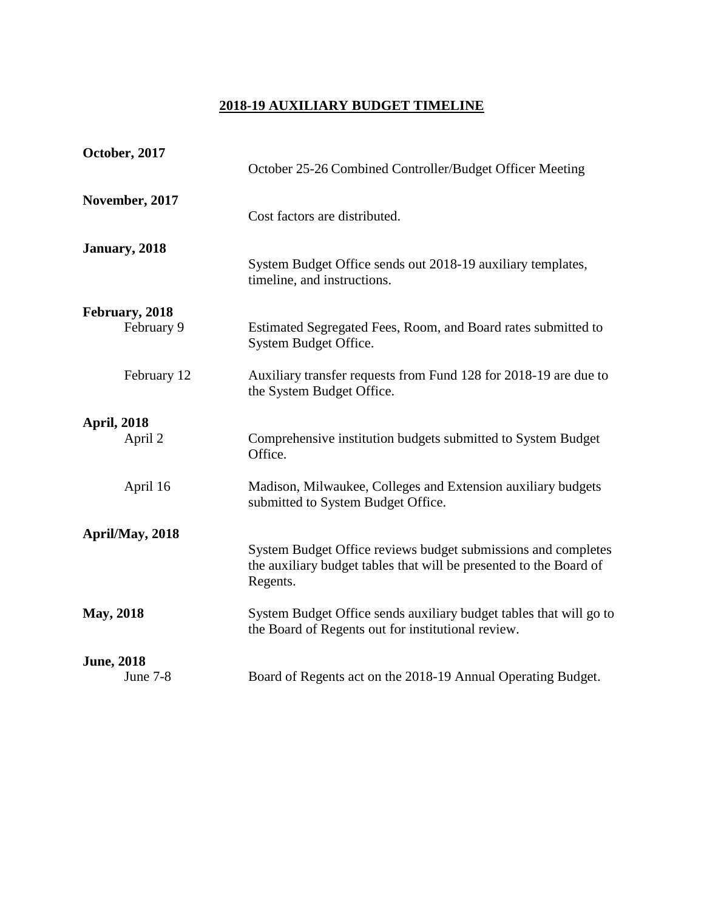# 2018-19 AUXILIARY BUDGET TIMELINE

**October, 2017**

October 25-26 Combined Controller/Budget Officer Meeting

**November, 2017**

Cost factors are distributed.

**January, 2018**

System Budget Office sends out 2018-19 auxiliary templates, timeline, and instructions.

**February, 2018**

February 9 — Estimated Segregated Fees, Room, and Board rates submitted to System Budget Office.

February 12 — Auxiliary transfer requests from Fund 128 for 2018-19 are due to the System Budget Office.

**April, 2018**

April 2 — Comprehensive institution budgets submitted to System Budget Office.

April 16 — Madison, Milwaukee, Colleges and Extension auxiliary budgets submitted to System Budget Office.

**April/May, 2018**

System Budget Office reviews budget submissions and completes the auxiliary budget tables that will be presented to the Board of Regents.

**May, 2018**

System Budget Office sends auxiliary budget tables that will go to the Board of Regents out for institutional review.

**June, 2018**

June 7-8 — Board of Regents act on the 2018-19 Annual Operating Budget.